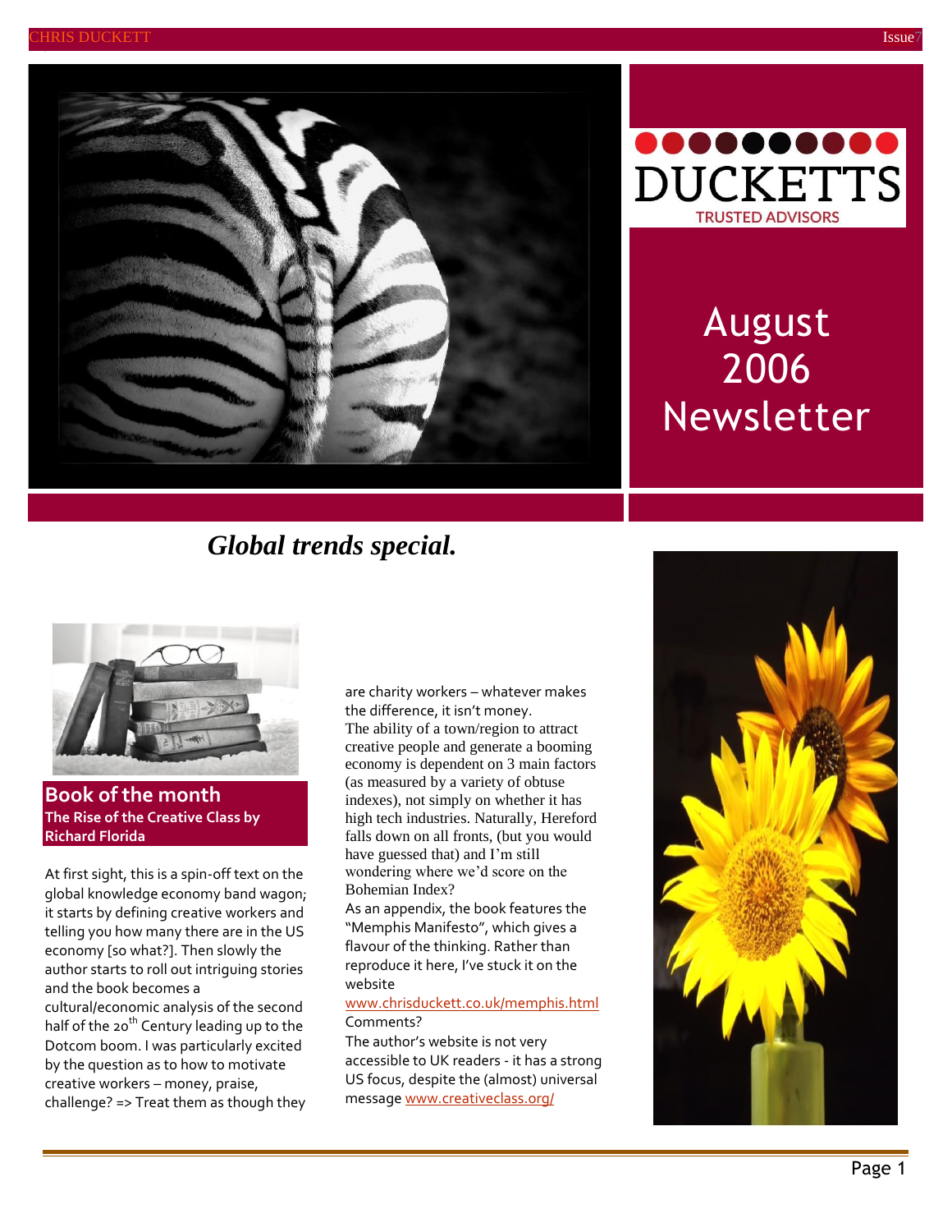DUCKETTS
TRUSTED ADVISORS

# August 2006 Newsletter

## *Global trends special.*

## Book of the month

**The Rise of the Creative Class by Richard Florida**

At first sight, this is a spin-off text on the global knowledge economy band wagon; it starts by defining creative workers and telling you how many there are in the US economy [so what?]. Then slowly the author starts to roll out intriguing stories and the book becomes a cultural/economic analysis of the second half of the 20th Century leading up to the Dotcom boom. I was particularly excited by the question as to how to motivate creative workers – money, praise, challenge? => Treat them as though they are charity workers – whatever makes the difference, it isn't money.

The ability of a town/region to attract creative people and generate a booming economy is dependent on 3 main factors (as measured by a variety of obtuse indexes), not simply on whether it has high tech industries. Naturally, Hereford falls down on all fronts, (but you would have guessed that) and I'm still wondering where we'd score on the Bohemian Index?

As an appendix, the book features the "Memphis Manifesto", which gives a flavour of the thinking. Rather than reproduce it here, I've stuck it on the website www.chrisduckett.co.uk/memphis.html

Comments?

The author's website is not very accessible to UK readers - it has a strong US focus, despite the (almost) universal message www.creativeclass.org/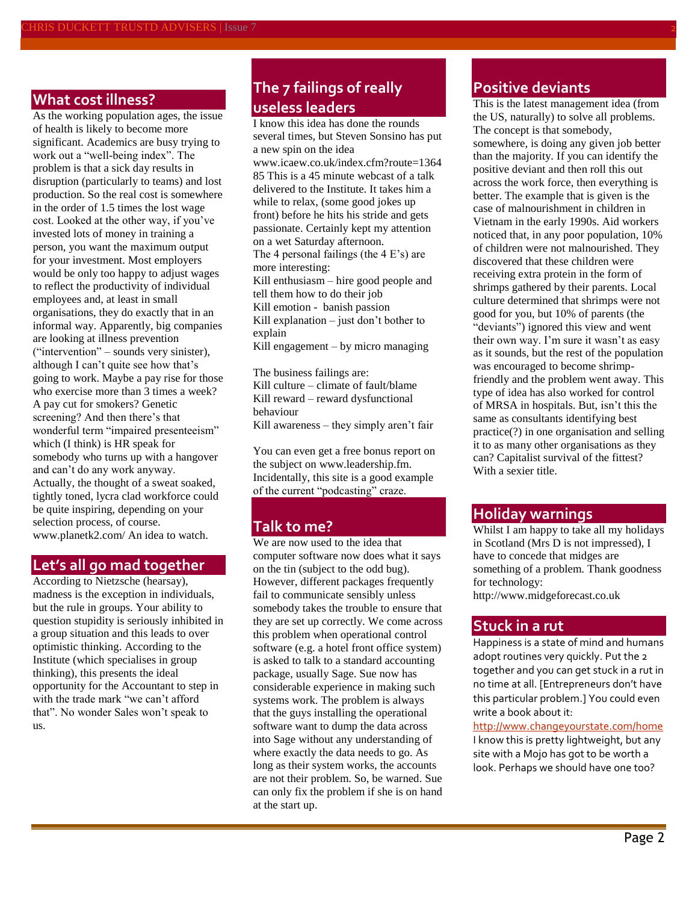## What cost illness?

As the working population ages, the issue of health is likely to become more significant. Academics are busy trying to work out a "well-being index". The problem is that a sick day results in disruption (particularly to teams) and lost production. So the real cost is somewhere in the order of 1.5 times the lost wage cost. Looked at the other way, if you've invested lots of money in training a person, you want the maximum output for your investment. Most employers would be only too happy to adjust wages to reflect the productivity of individual employees and, at least in small organisations, they do exactly that in an informal way. Apparently, big companies are looking at illness prevention ("intervention" – sounds very sinister), although I can't quite see how that's going to work. Maybe a pay rise for those who exercise more than 3 times a week? A pay cut for smokers? Genetic screening? And then there's that wonderful term "impaired presenteeism" which (I think) is HR speak for somebody who turns up with a hangover and can't do any work anyway. Actually, the thought of a sweat soaked, tightly toned, lycra clad workforce could be quite inspiring, depending on your selection process, of course. www.planetk2.com/ An idea to watch.

## Let's all go mad together

According to Nietzsche (hearsay), madness is the exception in individuals, but the rule in groups. Your ability to question stupidity is seriously inhibited in a group situation and this leads to over optimistic thinking. According to the Institute (which specialises in group thinking), this presents the ideal opportunity for the Accountant to step in with the trade mark "we can't afford that". No wonder Sales won't speak to us.

## The 7 failings of really useless leaders

I know this idea has done the rounds several times, but Steven Sonsino has put a new spin on the idea www.icaew.co.uk/index.cfm?route=136485 This is a 45 minute webcast of a talk delivered to the Institute. It takes him a while to relax, (some good jokes up front) before he hits his stride and gets passionate. Certainly kept my attention on a wet Saturday afternoon.

The 4 personal failings (the 4 E's) are more interesting:

Kill enthusiasm – hire good people and tell them how to do their job

Kill emotion - banish passion

Kill explanation – just don't bother to explain

Kill engagement – by micro managing

The business failings are:

Kill culture – climate of fault/blame

Kill reward – reward dysfunctional behaviour

Kill awareness – they simply aren't fair

You can even get a free bonus report on the subject on www.leadership.fm. Incidentally, this site is a good example of the current "podcasting" craze.

## Talk to me?

We are now used to the idea that computer software now does what it says on the tin (subject to the odd bug). However, different packages frequently fail to communicate sensibly unless somebody takes the trouble to ensure that they are set up correctly. We come across this problem when operational control software (e.g. a hotel front office system) is asked to talk to a standard accounting package, usually Sage. Sue now has considerable experience in making such systems work. The problem is always that the guys installing the operational software want to dump the data across into Sage without any understanding of where exactly the data needs to go. As long as their system works, the accounts are not their problem. So, be warned. Sue can only fix the problem if she is on hand at the start up.

## Positive deviants

This is the latest management idea (from the US, naturally) to solve all problems. The concept is that somebody, somewhere, is doing any given job better than the majority. If you can identify the positive deviant and then roll this out across the work force, then everything is better. The example that is given is the case of malnourishment in children in Vietnam in the early 1990s. Aid workers noticed that, in any poor population, 10% of children were not malnourished. They discovered that these children were receiving extra protein in the form of shrimps gathered by their parents. Local culture determined that shrimps were not good for you, but 10% of parents (the "deviants") ignored this view and went their own way. I'm sure it wasn't as easy as it sounds, but the rest of the population was encouraged to become shrimp-friendly and the problem went away. This type of idea has also worked for control of MRSA in hospitals. But, isn't this the same as consultants identifying best practice(?) in one organisation and selling it to as many other organisations as they can? Capitalist survival of the fittest? With a sexier title.

## Holiday warnings

Whilst I am happy to take all my holidays in Scotland (Mrs D is not impressed), I have to concede that midges are something of a problem. Thank goodness for technology:

http://www.midgeforecast.co.uk

## Stuck in a rut

Happiness is a state of mind and humans adopt routines very quickly. Put the 2 together and you can get stuck in a rut in no time at all. [Entrepreneurs don't have this particular problem.] You could even write a book about it:

http://www.changeyourstate.com/home

I know this is pretty lightweight, but any site with a Mojo has got to be worth a look. Perhaps we should have one too?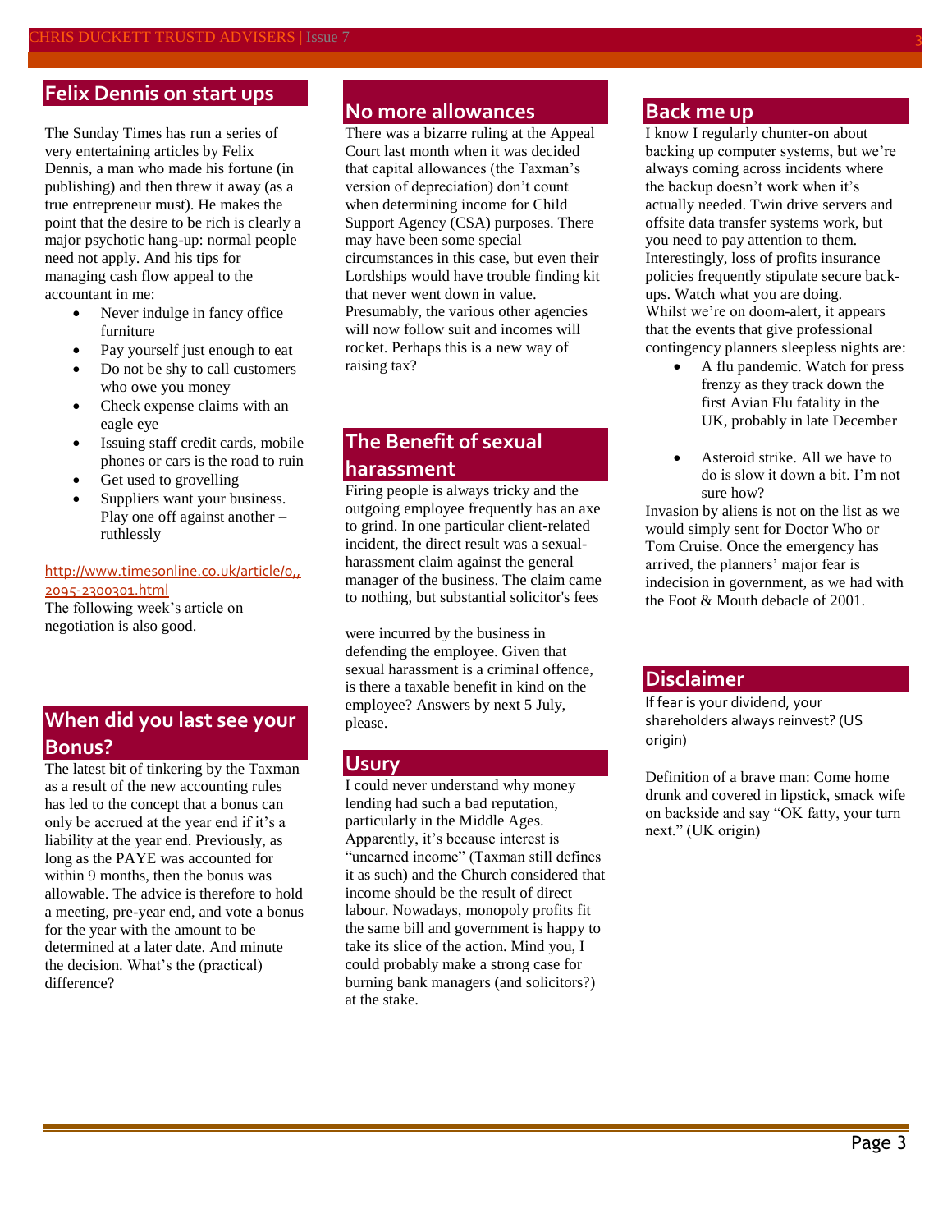## Felix Dennis on start ups

The Sunday Times has run a series of very entertaining articles by Felix Dennis, a man who made his fortune (in publishing) and then threw it away (as a true entrepreneur must). He makes the point that the desire to be rich is clearly a major psychotic hang-up: normal people need not apply. And his tips for managing cash flow appeal to the accountant in me:

- Never indulge in fancy office furniture
- Pay yourself just enough to eat
- Do not be shy to call customers who owe you money
- Check expense claims with an eagle eye
- Issuing staff credit cards, mobile phones or cars is the road to ruin
- Get used to grovelling
- Suppliers want your business. Play one off against another – ruthlessly

http://www.timesonline.co.uk/article/0,,2095-2300301.html

The following week's article on negotiation is also good.

## When did you last see your Bonus?

The latest bit of tinkering by the Taxman as a result of the new accounting rules has led to the concept that a bonus can only be accrued at the year end if it's a liability at the year end. Previously, as long as the PAYE was accounted for within 9 months, then the bonus was allowable. The advice is therefore to hold a meeting, pre-year end, and vote a bonus for the year with the amount to be determined at a later date. And minute the decision. What's the (practical) difference?

## No more allowances

There was a bizarre ruling at the Appeal Court last month when it was decided that capital allowances (the Taxman's version of depreciation) don't count when determining income for Child Support Agency (CSA) purposes. There may have been some special circumstances in this case, but even their Lordships would have trouble finding kit that never went down in value. Presumably, the various other agencies will now follow suit and incomes will rocket. Perhaps this is a new way of raising tax?

## The Benefit of sexual harassment

Firing people is always tricky and the outgoing employee frequently has an axe to grind. In one particular client-related incident, the direct result was a sexual-harassment claim against the general manager of the business. The claim came to nothing, but substantial solicitor's fees were incurred by the business in defending the employee. Given that sexual harassment is a criminal offence, is there a taxable benefit in kind on the employee? Answers by next 5 July, please.

## Usury

I could never understand why money lending had such a bad reputation, particularly in the Middle Ages. Apparently, it's because interest is "unearned income" (Taxman still defines it as such) and the Church considered that income should be the result of direct labour. Nowadays, monopoly profits fit the same bill and government is happy to take its slice of the action. Mind you, I could probably make a strong case for burning bank managers (and solicitors?) at the stake.

## Back me up

I know I regularly chunter-on about backing up computer systems, but we're always coming across incidents where the backup doesn't work when it's actually needed. Twin drive servers and offsite data transfer systems work, but you need to pay attention to them. Interestingly, loss of profits insurance policies frequently stipulate secure back-ups. Watch what you are doing.

Whilst we're on doom-alert, it appears that the events that give professional contingency planners sleepless nights are:

- A flu pandemic. Watch for press frenzy as they track down the first Avian Flu fatality in the UK, probably in late December
- Asteroid strike. All we have to do is slow it down a bit. I'm not sure how?

Invasion by aliens is not on the list as we would simply sent for Doctor Who or Tom Cruise. Once the emergency has arrived, the planners' major fear is indecision in government, as we had with the Foot & Mouth debacle of 2001.

## Disclaimer

If fear is your dividend, your shareholders always reinvest? (US origin)

Definition of a brave man: Come home drunk and covered in lipstick, smack wife on backside and say "OK fatty, your turn next." (UK origin)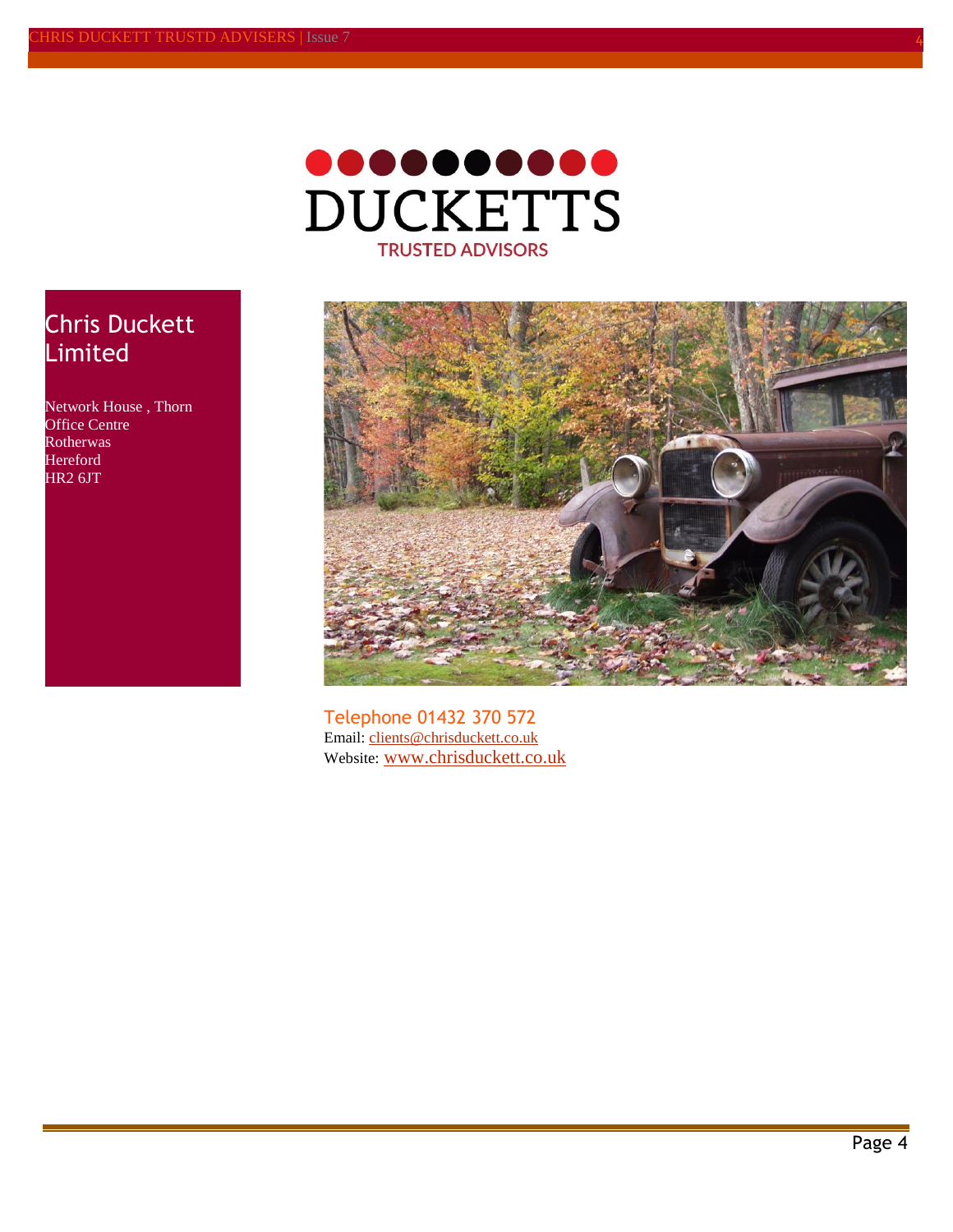DUCKETTS

TRUSTED ADVISORS

## Chris Duckett Limited

Network House , Thorn Office Centre
Rotherwas
Hereford
HR2 6JT

Telephone 01432 370 572
Email: clients@chrisduckett.co.uk
Website: www.chrisduckett.co.uk